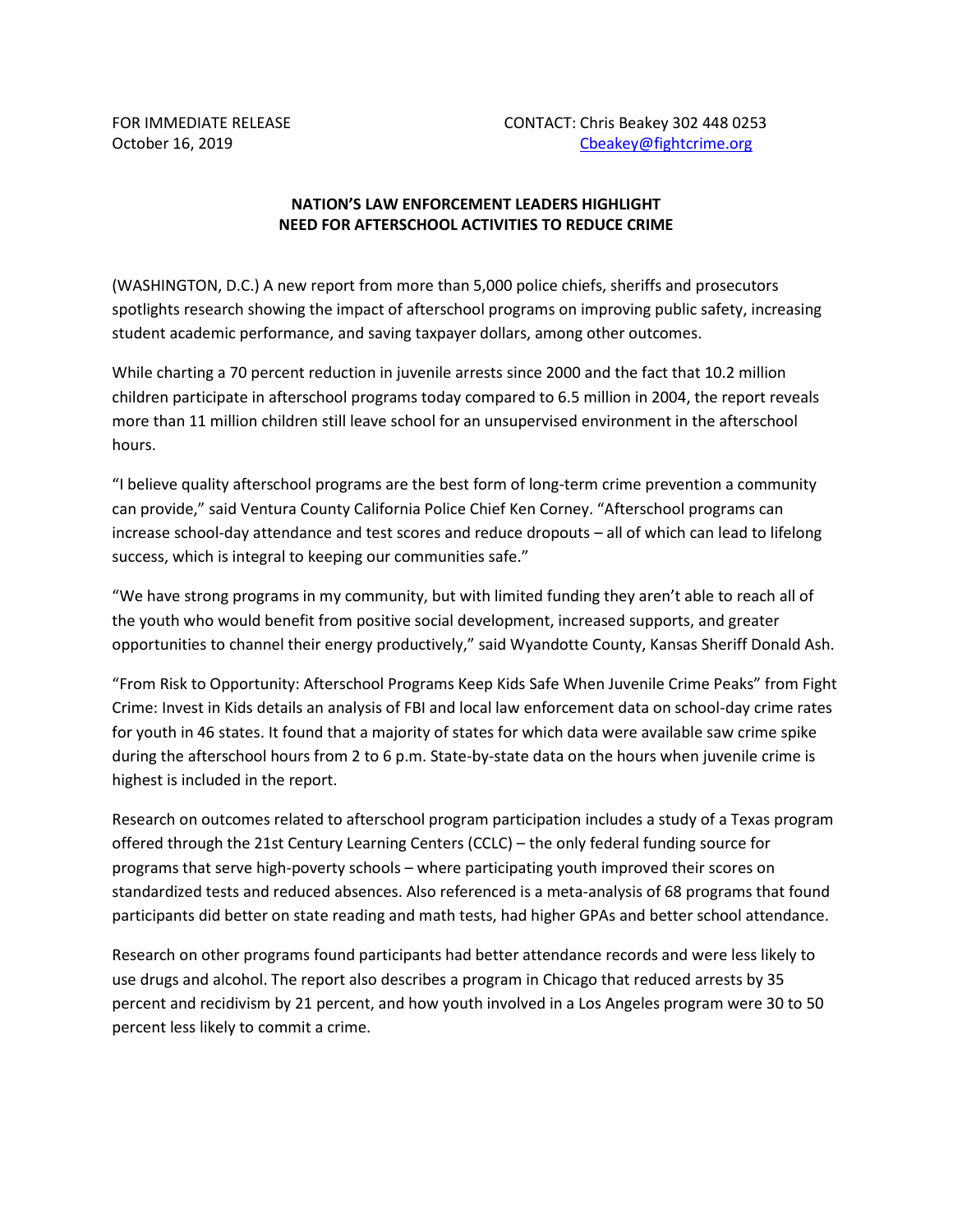FOR IMMEDIATE RELEASE
October 16, 2019

CONTACT: Chris Beakey 302 448 0253
Cbeakey@fightcrime.org

**NATION'S LAW ENFORCEMENT LEADERS HIGHLIGHT NEED FOR AFTERSCHOOL ACTIVITIES TO REDUCE CRIME**

(WASHINGTON, D.C.) A new report from more than 5,000 police chiefs, sheriffs and prosecutors spotlights research showing the impact of afterschool programs on improving public safety, increasing student academic performance, and saving taxpayer dollars, among other outcomes.

While charting a 70 percent reduction in juvenile arrests since 2000 and the fact that 10.2 million children participate in afterschool programs today compared to 6.5 million in 2004, the report reveals more than 11 million children still leave school for an unsupervised environment in the afterschool hours.

"I believe quality afterschool programs are the best form of long-term crime prevention a community can provide," said Ventura County California Police Chief Ken Corney. "Afterschool programs can increase school-day attendance and test scores and reduce dropouts – all of which can lead to lifelong success, which is integral to keeping our communities safe."

"We have strong programs in my community, but with limited funding they aren't able to reach all of the youth who would benefit from positive social development, increased supports, and greater opportunities to channel their energy productively," said Wyandotte County, Kansas Sheriff Donald Ash.

"From Risk to Opportunity: Afterschool Programs Keep Kids Safe When Juvenile Crime Peaks" from Fight Crime: Invest in Kids details an analysis of FBI and local law enforcement data on school-day crime rates for youth in 46 states. It found that a majority of states for which data were available saw crime spike during the afterschool hours from 2 to 6 p.m. State-by-state data on the hours when juvenile crime is highest is included in the report.

Research on outcomes related to afterschool program participation includes a study of a Texas program offered through the 21st Century Learning Centers (CCLC) – the only federal funding source for programs that serve high-poverty schools – where participating youth improved their scores on standardized tests and reduced absences. Also referenced is a meta-analysis of 68 programs that found participants did better on state reading and math tests, had higher GPAs and better school attendance.

Research on other programs found participants had better attendance records and were less likely to use drugs and alcohol. The report also describes a program in Chicago that reduced arrests by 35 percent and recidivism by 21 percent, and how youth involved in a Los Angeles program were 30 to 50 percent less likely to commit a crime.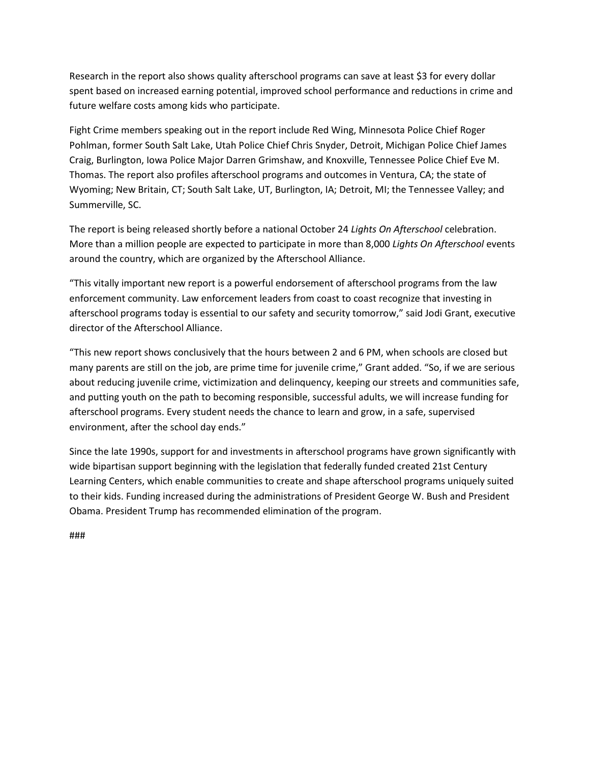Research in the report also shows quality afterschool programs can save at least $3 for every dollar spent based on increased earning potential, improved school performance and reductions in crime and future welfare costs among kids who participate.

Fight Crime members speaking out in the report include Red Wing, Minnesota Police Chief Roger Pohlman, former South Salt Lake, Utah Police Chief Chris Snyder, Detroit, Michigan Police Chief James Craig, Burlington, Iowa Police Major Darren Grimshaw, and Knoxville, Tennessee Police Chief Eve M. Thomas. The report also profiles afterschool programs and outcomes in Ventura, CA; the state of Wyoming; New Britain, CT; South Salt Lake, UT, Burlington, IA; Detroit, MI; the Tennessee Valley; and Summerville, SC.

The report is being released shortly before a national October 24 *Lights On Afterschool* celebration. More than a million people are expected to participate in more than 8,000 *Lights On Afterschool* events around the country, which are organized by the Afterschool Alliance.

“This vitally important new report is a powerful endorsement of afterschool programs from the law enforcement community. Law enforcement leaders from coast to coast recognize that investing in afterschool programs today is essential to our safety and security tomorrow,” said Jodi Grant, executive director of the Afterschool Alliance.

“This new report shows conclusively that the hours between 2 and 6 PM, when schools are closed but many parents are still on the job, are prime time for juvenile crime,” Grant added. “So, if we are serious about reducing juvenile crime, victimization and delinquency, keeping our streets and communities safe, and putting youth on the path to becoming responsible, successful adults, we will increase funding for afterschool programs. Every student needs the chance to learn and grow, in a safe, supervised environment, after the school day ends.”

Since the late 1990s, support for and investments in afterschool programs have grown significantly with wide bipartisan support beginning with the legislation that federally funded created 21st Century Learning Centers, which enable communities to create and shape afterschool programs uniquely suited to their kids. Funding increased during the administrations of President George W. Bush and President Obama. President Trump has recommended elimination of the program.

###